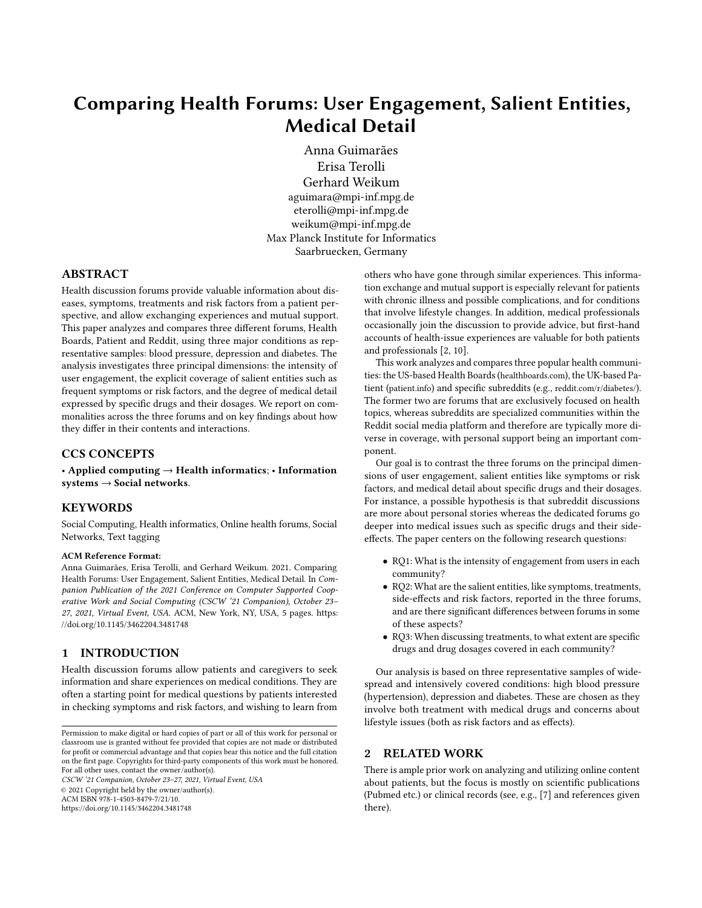# Comparing Health Forums: User Engagement, Salient Entities, Medical Detail

Anna Guimarães
Erisa Terolli
Gerhard Weikum
aguimara@mpi-inf.mpg.de
eterolli@mpi-inf.mpg.de
weikum@mpi-inf.mpg.de
Max Planck Institute for Informatics
Saarbruecken, Germany

## ABSTRACT

Health discussion forums provide valuable information about diseases, symptoms, treatments and risk factors from a patient perspective, and allow exchanging experiences and mutual support. This paper analyzes and compares three different forums, Health Boards, Patient and Reddit, using three major conditions as representative samples: blood pressure, depression and diabetes. The analysis investigates three principal dimensions: the intensity of user engagement, the explicit coverage of salient entities such as frequent symptoms or risk factors, and the degree of medical detail expressed by specific drugs and their dosages. We report on commonalities across the three forums and on key findings about how they differ in their contents and interactions.

## CCS CONCEPTS

• **Applied computing → Health informatics**; • **Information systems → Social networks**.

## KEYWORDS

Social Computing, Health informatics, Online health forums, Social Networks, Text tagging

**ACM Reference Format:**
Anna Guimarães, Erisa Terolli, and Gerhard Weikum. 2021. Comparing Health Forums: User Engagement, Salient Entities, Medical Detail. In *Companion Publication of the 2021 Conference on Computer Supported Cooperative Work and Social Computing (CSCW '21 Companion), October 23–27, 2021, Virtual Event, USA.* ACM, New York, NY, USA, 5 pages. https://doi.org/10.1145/3462204.3481748

## 1 INTRODUCTION

Health discussion forums allow patients and caregivers to seek information and share experiences on medical conditions. They are often a starting point for medical questions by patients interested in checking symptoms and risk factors, and wishing to learn from others who have gone through similar experiences. This information exchange and mutual support is especially relevant for patients with chronic illness and possible complications, and for conditions that involve lifestyle changes. In addition, medical professionals occasionally join the discussion to provide advice, but first-hand accounts of health-issue experiences are valuable for both patients and professionals [2, 10].

This work analyzes and compares three popular health communities: the US-based Health Boards (healthboards.com), the UK-based Patient (patient.info) and specific subreddits (e.g., reddit.com/r/diabetes/). The former two are forums that are exclusively focused on health topics, whereas subreddits are specialized communities within the Reddit social media platform and therefore are typically more diverse in coverage, with personal support being an important component.

Our goal is to contrast the three forums on the principal dimensions of user engagement, salient entities like symptoms or risk factors, and medical detail about specific drugs and their dosages. For instance, a possible hypothesis is that subreddit discussions are more about personal stories whereas the dedicated forums go deeper into medical issues such as specific drugs and their side-effects. The paper centers on the following research questions:

- RQ1: What is the intensity of engagement from users in each community?
- RQ2: What are the salient entities, like symptoms, treatments, side-effects and risk factors, reported in the three forums, and are there significant differences between forums in some of these aspects?
- RQ3: When discussing treatments, to what extent are specific drugs and drug dosages covered in each community?

Our analysis is based on three representative samples of widespread and intensively covered conditions: high blood pressure (hypertension), depression and diabetes. These are chosen as they involve both treatment with medical drugs and concerns about lifestyle issues (both as risk factors and as effects).

## 2 RELATED WORK

There is ample prior work on analyzing and utilizing online content about patients, but the focus is mostly on scientific publications (Pubmed etc.) or clinical records (see, e.g., [7] and references given there).

---

Permission to make digital or hard copies of part or all of this work for personal or classroom use is granted without fee provided that copies are not made or distributed for profit or commercial advantage and that copies bear this notice and the full citation on the first page. Copyrights for third-party components of this work must be honored. For all other uses, contact the owner/author(s).

*CSCW '21 Companion, October 23–27, 2021, Virtual Event, USA*
© 2021 Copyright held by the owner/author(s).
ACM ISBN 978-1-4503-8479-7/21/10.
https://doi.org/10.1145/3462204.3481748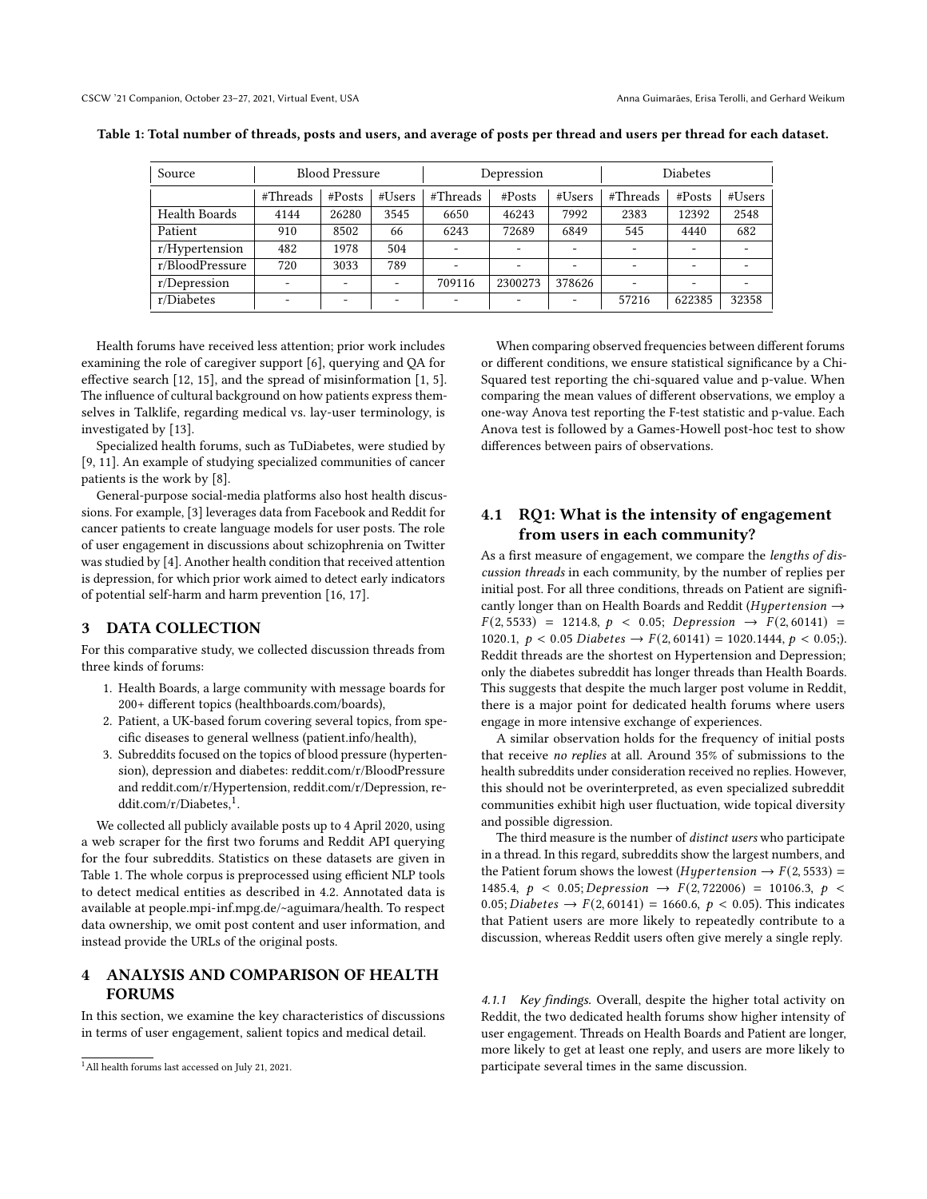Table 1: Total number of threads, posts and users, and average of posts per thread and users per thread for each dataset.

| Source | Blood Pressure | | | Depression | | | Diabetes | | |
|---|---|---|---|---|---|---|---|---|---|
| | #Threads | #Posts | #Users | #Threads | #Posts | #Users | #Threads | #Posts | #Users |
| Health Boards | 4144 | 26280 | 3545 | 6650 | 46243 | 7992 | 2383 | 12392 | 2548 |
| Patient | 910 | 8502 | 66 | 6243 | 72689 | 6849 | 545 | 4440 | 682 |
| r/Hypertension | 482 | 1978 | 504 | - | - | - | - | - | - |
| r/BloodPressure | 720 | 3033 | 789 | - | - | - | - | - | - |
| r/Depression | - | - | - | 709116 | 2300273 | 378626 | - | - | - |
| r/Diabetes | - | - | - | - | - | - | 57216 | 622385 | 32358 |

Health forums have received less attention; prior work includes examining the role of caregiver support [6], querying and QA for effective search [12, 15], and the spread of misinformation [1, 5]. The influence of cultural background on how patients express themselves in Talklife, regarding medical vs. lay-user terminology, is investigated by [13].

Specialized health forums, such as TuDiabetes, were studied by [9, 11]. An example of studying specialized communities of cancer patients is the work by [8].

General-purpose social-media platforms also host health discussions. For example, [3] leverages data from Facebook and Reddit for cancer patients to create language models for user posts. The role of user engagement in discussions about schizophrenia on Twitter was studied by [4]. Another health condition that received attention is depression, for which prior work aimed to detect early indicators of potential self-harm and harm prevention [16, 17].

## 3 DATA COLLECTION

For this comparative study, we collected discussion threads from three kinds of forums:

1. Health Boards, a large community with message boards for 200+ different topics (healthboards.com/boards),
2. Patient, a UK-based forum covering several topics, from specific diseases to general wellness (patient.info/health),
3. Subreddits focused on the topics of blood pressure (hypertension), depression and diabetes: reddit.com/r/BloodPressure and reddit.com/r/Hypertension, reddit.com/r/Depression, reddit.com/r/Diabetes,[1].

We collected all publicly available posts up to 4 April 2020, using a web scraper for the first two forums and Reddit API querying for the four subreddits. Statistics on these datasets are given in Table 1. The whole corpus is preprocessed using efficient NLP tools to detect medical entities as described in 4.2. Annotated data is available at people.mpi-inf.mpg.de/~aguimara/health. To respect data ownership, we omit post content and user information, and instead provide the URLs of the original posts.

## 4 ANALYSIS AND COMPARISON OF HEALTH FORUMS

In this section, we examine the key characteristics of discussions in terms of user engagement, salient topics and medical detail.

When comparing observed frequencies between different forums or different conditions, we ensure statistical significance by a Chi-Squared test reporting the chi-squared value and p-value. When comparing the mean values of different observations, we employ a one-way Anova test reporting the F-test statistic and p-value. Each Anova test is followed by a Games-Howell post-hoc test to show differences between pairs of observations.

### 4.1 RQ1: What is the intensity of engagement from users in each community?

As a first measure of engagement, we compare the *lengths of discussion threads* in each community, by the number of replies per initial post. For all three conditions, threads on Patient are significantly longer than on Health Boards and Reddit ($Hypertension \rightarrow F(2, 5533) = 1214.8,\ p < 0.05;\ Depression \rightarrow F(2, 60141) = 1020.1,\ p < 0.05\ Diabetes \rightarrow F(2, 60141) = 1020.1444,\ p < 0.05;$). Reddit threads are the shortest on Hypertension and Depression; only the diabetes subreddit has longer threads than Health Boards. This suggests that despite the much larger post volume in Reddit, there is a major point for dedicated health forums where users engage in more intensive exchange of experiences.

A similar observation holds for the frequency of initial posts that receive *no replies* at all. Around 35% of submissions to the health subreddits under consideration received no replies. However, this should not be overinterpreted, as even specialized subreddit communities exhibit high user fluctuation, wide topical diversity and possible digression.

The third measure is the number of *distinct users* who participate in a thread. In this regard, subreddits show the largest numbers, and the Patient forum shows the lowest ($Hypertension \rightarrow F(2, 5533) = 1485.4,\ p < 0.05; Depression \rightarrow F(2, 722006) = 10106.3,\ p < 0.05; Diabetes \rightarrow F(2, 60141) = 1660.6,\ p < 0.05$). This indicates that Patient users are more likely to repeatedly contribute to a discussion, whereas Reddit users often give merely a single reply.

#### 4.1.1 *Key findings.*

Overall, despite the higher total activity on Reddit, the two dedicated health forums show higher intensity of user engagement. Threads on Health Boards and Patient are longer, more likely to get at least one reply, and users are more likely to participate several times in the same discussion.

[1] All health forums last accessed on July 21, 2021.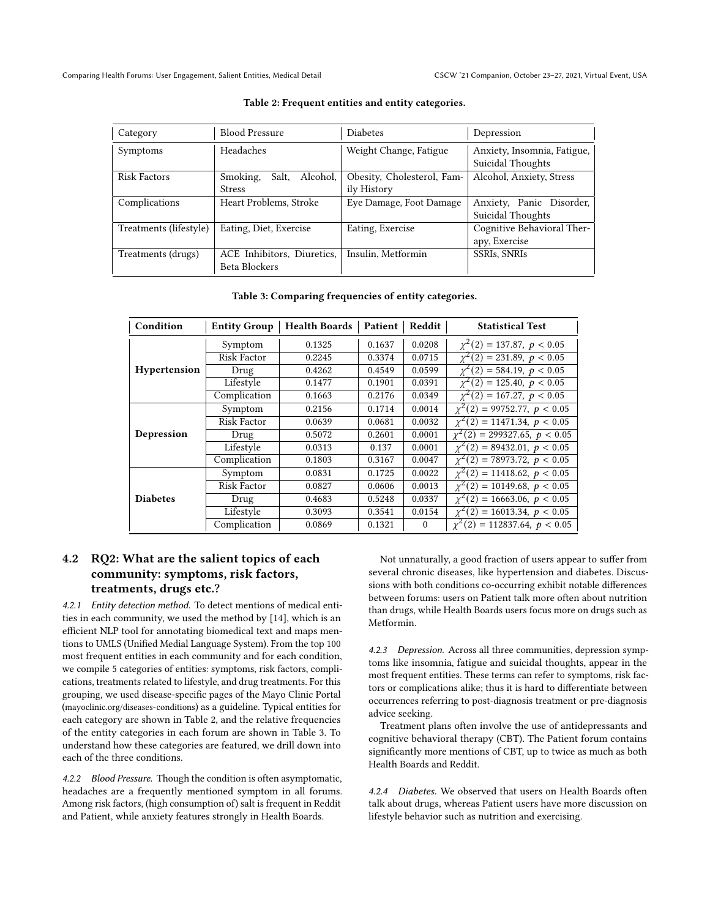**Table 2: Frequent entities and entity categories.**

| Category | Blood Pressure | Diabetes | Depression |
|---|---|---|---|
| Symptoms | Headaches | Weight Change, Fatigue | Anxiety, Insomnia, Fatigue, Suicidal Thoughts |
| Risk Factors | Smoking, Salt, Alcohol, Stress | Obesity, Cholesterol, Family History | Alcohol, Anxiety, Stress |
| Complications | Heart Problems, Stroke | Eye Damage, Foot Damage | Anxiety, Panic Disorder, Suicidal Thoughts |
| Treatments (lifestyle) | Eating, Diet, Exercise | Eating, Exercise | Cognitive Behavioral Therapy, Exercise |
| Treatments (drugs) | ACE Inhibitors, Diuretics, Beta Blockers | Insulin, Metformin | SSRIs, SNRIs |

**Table 3: Comparing frequencies of entity categories.**

| Condition | Entity Group | Health Boards | Patient | Reddit | Statistical Test |
|---|---|---|---|---|---|
| **Hypertension** | Symptom | 0.1325 | 0.1637 | 0.0208 | $\chi^2(2) = 137.87,\ p < 0.05$ |
| | Risk Factor | 0.2245 | 0.3374 | 0.0715 | $\chi^2(2) = 231.89,\ p < 0.05$ |
| | Drug | 0.4262 | 0.4549 | 0.0599 | $\chi^2(2) = 584.19,\ p < 0.05$ |
| | Lifestyle | 0.1477 | 0.1901 | 0.0391 | $\chi^2(2) = 125.40,\ p < 0.05$ |
| | Complication | 0.1663 | 0.2176 | 0.0349 | $\chi^2(2) = 167.27,\ p < 0.05$ |
| **Depression** | Symptom | 0.2156 | 0.1714 | 0.0014 | $\chi^2(2) = 99752.77,\ p < 0.05$ |
| | Risk Factor | 0.0639 | 0.0681 | 0.0032 | $\chi^2(2) = 11471.34,\ p < 0.05$ |
| | Drug | 0.5072 | 0.2601 | 0.0001 | $\chi^2(2) = 299327.65,\ p < 0.05$ |
| | Lifestyle | 0.0313 | 0.137 | 0.0001 | $\chi^2(2) = 89432.01,\ p < 0.05$ |
| | Complication | 0.1803 | 0.3167 | 0.0047 | $\chi^2(2) = 78973.72,\ p < 0.05$ |
| **Diabetes** | Symptom | 0.0831 | 0.1725 | 0.0022 | $\chi^2(2) = 11418.62,\ p < 0.05$ |
| | Risk Factor | 0.0827 | 0.0606 | 0.0013 | $\chi^2(2) = 10149.68,\ p < 0.05$ |
| | Drug | 0.4683 | 0.5248 | 0.0337 | $\chi^2(2) = 16663.06,\ p < 0.05$ |
| | Lifestyle | 0.3093 | 0.3541 | 0.0154 | $\chi^2(2) = 16013.34,\ p < 0.05$ |
| | Complication | 0.0869 | 0.1321 | 0 | $\chi^2(2) = 112837.64,\ p < 0.05$ |

## 4.2 RQ2: What are the salient topics of each community: symptoms, risk factors, treatments, drugs etc.?

*4.2.1 Entity detection method.* To detect mentions of medical entities in each community, we used the method by [14], which is an efficient NLP tool for annotating biomedical text and maps mentions to UMLS (Unified Medial Language System). From the top 100 most frequent entities in each community and for each condition, we compile 5 categories of entities: symptoms, risk factors, complications, treatments related to lifestyle, and drug treatments. For this grouping, we used disease-specific pages of the Mayo Clinic Portal (mayoclinic.org/diseases-conditions) as a guideline. Typical entities for each category are shown in Table 2, and the relative frequencies of the entity categories in each forum are shown in Table 3. To understand how these categories are featured, we drill down into each of the three conditions.

*4.2.2 Blood Pressure.* Though the condition is often asymptomatic, headaches are a frequently mentioned symptom in all forums. Among risk factors, (high consumption of) salt is frequent in Reddit and Patient, while anxiety features strongly in Health Boards.

Not unnaturally, a good fraction of users appear to suffer from several chronic diseases, like hypertension and diabetes. Discussions with both conditions co-occurring exhibit notable differences between forums: users on Patient talk more often about nutrition than drugs, while Health Boards users focus more on drugs such as Metformin.

*4.2.3 Depression.* Across all three communities, depression symptoms like insomnia, fatigue and suicidal thoughts, appear in the most frequent entities. These terms can refer to symptoms, risk factors or complications alike; thus it is hard to differentiate between occurrences referring to post-diagnosis treatment or pre-diagnosis advice seeking.

Treatment plans often involve the use of antidepressants and cognitive behavioral therapy (CBT). The Patient forum contains significantly more mentions of CBT, up to twice as much as both Health Boards and Reddit.

*4.2.4 Diabetes.* We observed that users on Health Boards often talk about drugs, whereas Patient users have more discussion on lifestyle behavior such as nutrition and exercising.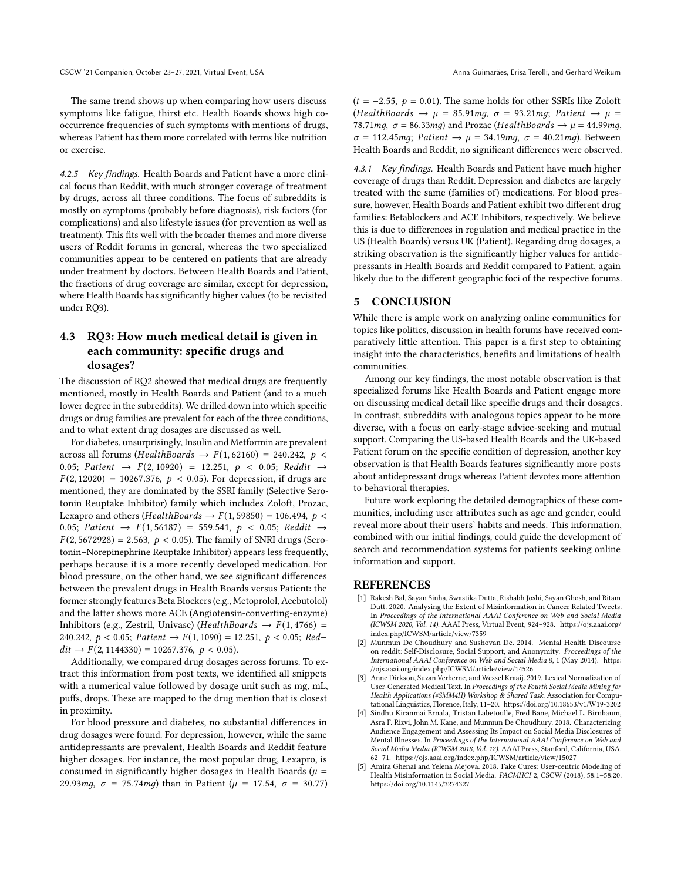The same trend shows up when comparing how users discuss symptoms like fatigue, thirst etc. Health Boards shows high co-occurrence frequencies of such symptoms with mentions of drugs, whereas Patient has them more correlated with terms like nutrition or exercise.

*4.2.5 Key findings.* Health Boards and Patient have a more clinical focus than Reddit, with much stronger coverage of treatment by drugs, across all three conditions. The focus of subreddits is mostly on symptoms (probably before diagnosis), risk factors (for complications) and also lifestyle issues (for prevention as well as treatment). This fits well with the broader themes and more diverse users of Reddit forums in general, whereas the two specialized communities appear to be centered on patients that are already under treatment by doctors. Between Health Boards and Patient, the fractions of drug coverage are similar, except for depression, where Health Boards has significantly higher values (to be revisited under RQ3).

## 4.3 RQ3: How much medical detail is given in each community: specific drugs and dosages?

The discussion of RQ2 showed that medical drugs are frequently mentioned, mostly in Health Boards and Patient (and to a much lower degree in the subreddits). We drilled down into which specific drugs or drug families are prevalent for each of the three conditions, and to what extent drug dosages are discussed as well.

For diabetes, unsurprisingly, Insulin and Metformin are prevalent across all forums ($HealthBoards \rightarrow F(1, 62160) = 240.242,\ p < 0.05$; $Patient \rightarrow F(2, 10920) = 12.251,\ p < 0.05$; $Reddit \rightarrow F(2, 12020) = 10267.376,\ p < 0.05$). For depression, if drugs are mentioned, they are dominated by the SSRI family (Selective Serotonin Reuptake Inhibitor) family which includes Zoloft, Prozac, Lexapro and others ($HealthBoards \rightarrow F(1, 59850) = 106.494,\ p < 0.05$; $Patient \rightarrow F(1, 56187) = 559.541,\ p < 0.05$; $Reddit \rightarrow F(2, 5672928) = 2.563,\ p < 0.05$). The family of SNRI drugs (Serotonin–Norepinephrine Reuptake Inhibitor) appears less frequently, perhaps because it is a more recently developed medication. For blood pressure, on the other hand, we see significant differences between the prevalent drugs in Health Boards versus Patient: the former strongly features Beta Blockers (e.g., Metoprolol, Acebutolol) and the latter shows more ACE (Angiotensin-converting-enzyme) Inhibitors (e.g., Zestril, Univasc) ($HealthBoards \rightarrow F(1, 4766) = 240.242,\ p < 0.05$; $Patient \rightarrow F(1, 1090) = 12.251,\ p < 0.05$; $Reddit \rightarrow F(2, 1144330) = 10267.376,\ p < 0.05$).

Additionally, we compared drug dosages across forums. To extract this information from post texts, we identified all snippets with a numerical value followed by dosage unit such as mg, mL, puffs, drops. These are mapped to the drug mention that is closest in proximity.

For blood pressure and diabetes, no substantial differences in drug dosages were found. For depression, however, while the same antidepressants are prevalent, Health Boards and Reddit feature higher dosages. For instance, the most popular drug, Lexapro, is consumed in significantly higher dosages in Health Boards ($\mu = 29.93mg,\ \sigma = 75.74mg$) than in Patient ($\mu = 17.54,\ \sigma = 30.77$) ($t = -2.55,\ p = 0.01$). The same holds for other SSRIs like Zoloft ($HealthBoards \rightarrow \mu = 85.91mg,\ \sigma = 93.21mg$; $Patient \rightarrow \mu = 78.71mg,\ \sigma = 86.33mg$) and Prozac ($HealthBoards \rightarrow \mu = 44.99mg,\ \sigma = 112.45mg$; $Patient \rightarrow \mu = 34.19mg,\ \sigma = 40.21mg$). Between Health Boards and Reddit, no significant differences were observed.

*4.3.1 Key findings.* Health Boards and Patient have much higher coverage of drugs than Reddit. Depression and diabetes are largely treated with the same (families of) medications. For blood pressure, however, Health Boards and Patient exhibit two different drug families: Betablockers and ACE Inhibitors, respectively. We believe this is due to differences in regulation and medical practice in the US (Health Boards) versus UK (Patient). Regarding drug dosages, a striking observation is the significantly higher values for antidepressants in Health Boards and Reddit compared to Patient, again likely due to the different geographic foci of the respective forums.

# 5 CONCLUSION

While there is ample work on analyzing online communities for topics like politics, discussion in health forums have received comparatively little attention. This paper is a first step to obtaining insight into the characteristics, benefits and limitations of health communities.

Among our key findings, the most notable observation is that specialized forums like Health Boards and Patient engage more on discussing medical detail like specific drugs and their dosages. In contrast, subreddits with analogous topics appear to be more diverse, with a focus on early-stage advice-seeking and mutual support. Comparing the US-based Health Boards and the UK-based Patient forum on the specific condition of depression, another key observation is that Health Boards features significantly more posts about antidepressant drugs whereas Patient devotes more attention to behavioral therapies.

Future work exploring the detailed demographics of these communities, including user attributes such as age and gender, could reveal more about their users' habits and needs. This information, combined with our initial findings, could guide the development of search and recommendation systems for patients seeking online information and support.

# REFERENCES

[1] Rakesh Bal, Sayan Sinha, Swastika Dutta, Rishabh Joshi, Sayan Ghosh, and Ritam Dutt. 2020. Analysing the Extent of Misinformation in Cancer Related Tweets. In *Proceedings of the International AAAI Conference on Web and Social Media (ICWSM 2020, Vol. 14)*. AAAI Press, Virtual Event, 924–928. https://ojs.aaai.org/index.php/ICWSM/article/view/7359

[2] Munmun De Choudhury and Sushovan De. 2014. Mental Health Discourse on reddit: Self-Disclosure, Social Support, and Anonymity. *Proceedings of the International AAAI Conference on Web and Social Media* 8, 1 (May 2014). https://ojs.aaai.org/index.php/ICWSM/article/view/14526

[3] Anne Dirkson, Suzan Verberne, and Wessel Kraaij. 2019. Lexical Normalization of User-Generated Medical Text. In *Proceedings of the Fourth Social Media Mining for Health Applications (#SMM4H) Workshop & Shared Task*. Association for Computational Linguistics, Florence, Italy, 11–20. https://doi.org/10.18653/v1/W19-3202

[4] Sindhu Kiranmai Ernala, Tristan Labetoulle, Fred Bane, Michael L. Birnbaum, Asra F. Rizvi, John M. Kane, and Munmun De Choudhury. 2018. Characterizing Audience Engagement and Assessing Its Impact on Social Media Disclosures of Mental Illnesses. In *Proceedings of the International AAAI Conference on Web and Social Media Media (ICWSM 2018, Vol. 12)*. AAAI Press, Stanford, California, USA, 62–71. https://ojs.aaai.org/index.php/ICWSM/article/view/15027

[5] Amira Ghenai and Yelena Mejova. 2018. Fake Cures: User-centric Modeling of Health Misinformation in Social Media. *PACMHCI* 2, CSCW (2018), 58:1–58:20. https://doi.org/10.1145/3274327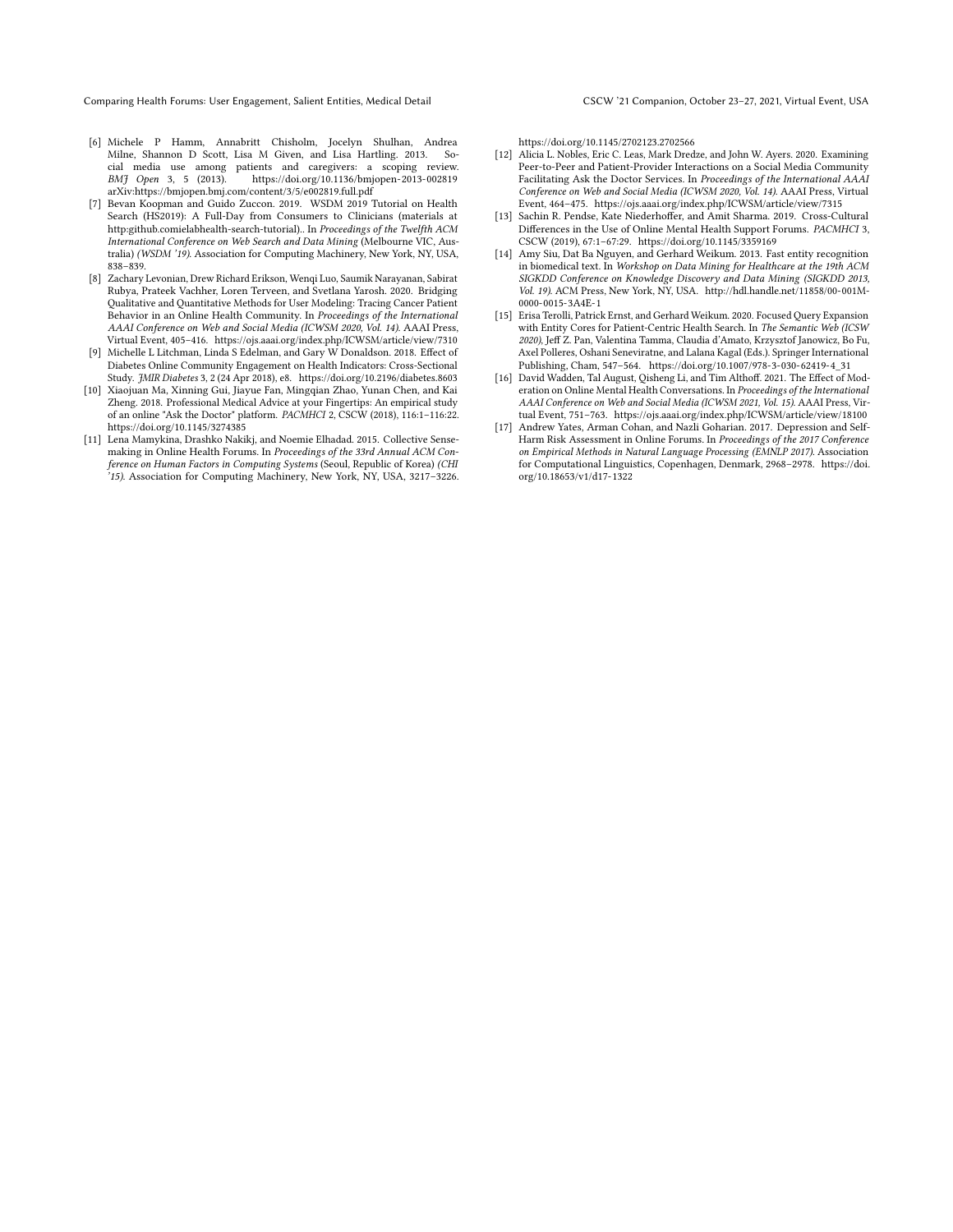- [6] Michele P Hamm, Annabritt Chisholm, Jocelyn Shulhan, Andrea Milne, Shannon D Scott, Lisa M Given, and Lisa Hartling. 2013. Social media use among patients and caregivers: a scoping review. *BMJ Open* 3, 5 (2013). https://doi.org/10.1136/bmjopen-2013-002819 arXiv:https://bmjopen.bmj.com/content/3/5/e002819.full.pdf
- [7] Bevan Koopman and Guido Zuccon. 2019. WSDM 2019 Tutorial on Health Search (HS2019): A Full-Day from Consumers to Clinicians (materials at http:github.comielabhealth-search-tutorial).. In *Proceedings of the Twelfth ACM International Conference on Web Search and Data Mining* (Melbourne VIC, Australia) *(WSDM '19)*. Association for Computing Machinery, New York, NY, USA, 838–839.
- [8] Zachary Levonian, Drew Richard Erikson, Wenqi Luo, Saumik Narayanan, Sabirat Rubya, Prateek Vachher, Loren Terveen, and Svetlana Yarosh. 2020. Bridging Qualitative and Quantitative Methods for User Modeling: Tracing Cancer Patient Behavior in an Online Health Community. In *Proceedings of the International AAAI Conference on Web and Social Media (ICWSM 2020, Vol. 14)*. AAAI Press, Virtual Event, 405–416. https://ojs.aaai.org/index.php/ICWSM/article/view/7310
- [9] Michelle L Litchman, Linda S Edelman, and Gary W Donaldson. 2018. Effect of Diabetes Online Community Engagement on Health Indicators: Cross-Sectional Study. *JMIR Diabetes* 3, 2 (24 Apr 2018), e8. https://doi.org/10.2196/diabetes.8603
- [10] Xiaojuan Ma, Xinning Gui, Jiayue Fan, Mingqian Zhao, Yunan Chen, and Kai Zheng. 2018. Professional Medical Advice at your Fingertips: An empirical study of an online "Ask the Doctor" platform. *PACMHCI* 2, CSCW (2018), 116:1–116:22. https://doi.org/10.1145/3274385
- [11] Lena Mamykina, Drashko Nakikj, and Noemie Elhadad. 2015. Collective Sensemaking in Online Health Forums. In *Proceedings of the 33rd Annual ACM Conference on Human Factors in Computing Systems* (Seoul, Republic of Korea) *(CHI '15)*. Association for Computing Machinery, New York, NY, USA, 3217–3226. https://doi.org/10.1145/2702123.2702566
- [12] Alicia L. Nobles, Eric C. Leas, Mark Dredze, and John W. Ayers. 2020. Examining Peer-to-Peer and Patient-Provider Interactions on a Social Media Community Facilitating Ask the Doctor Services. In *Proceedings of the International AAAI Conference on Web and Social Media (ICWSM 2020, Vol. 14)*. AAAI Press, Virtual Event, 464–475. https://ojs.aaai.org/index.php/ICWSM/article/view/7315
- [13] Sachin R. Pendse, Kate Niederhoffer, and Amit Sharma. 2019. Cross-Cultural Differences in the Use of Online Mental Health Support Forums. *PACMHCI* 3, CSCW (2019), 67:1–67:29. https://doi.org/10.1145/3359169
- [14] Amy Siu, Dat Ba Nguyen, and Gerhard Weikum. 2013. Fast entity recognition in biomedical text. In *Workshop on Data Mining for Healthcare at the 19th ACM SIGKDD Conference on Knowledge Discovery and Data Mining (SIGKDD 2013, Vol. 19)*. ACM Press, New York, NY, USA. http://hdl.handle.net/11858/00-001M-0000-0015-3A4E-1
- [15] Erisa Terolli, Patrick Ernst, and Gerhard Weikum. 2020. Focused Query Expansion with Entity Cores for Patient-Centric Health Search. In *The Semantic Web (ICSW 2020)*, Jeff Z. Pan, Valentina Tamma, Claudia d'Amato, Krzysztof Janowicz, Bo Fu, Axel Polleres, Oshani Seneviratne, and Lalana Kagal (Eds.). Springer International Publishing, Cham, 547–564. https://doi.org/10.1007/978-3-030-62419-4_31
- [16] David Wadden, Tal August, Qisheng Li, and Tim Althoff. 2021. The Effect of Moderation on Online Mental Health Conversations. In *Proceedings of the International AAAI Conference on Web and Social Media (ICWSM 2021, Vol. 15)*. AAAI Press, Virtual Event, 751–763. https://ojs.aaai.org/index.php/ICWSM/article/view/18100
- [17] Andrew Yates, Arman Cohan, and Nazli Goharian. 2017. Depression and Self-Harm Risk Assessment in Online Forums. In *Proceedings of the 2017 Conference on Empirical Methods in Natural Language Processing (EMNLP 2017)*. Association for Computational Linguistics, Copenhagen, Denmark, 2968–2978. https://doi.org/10.18653/v1/d17-1322